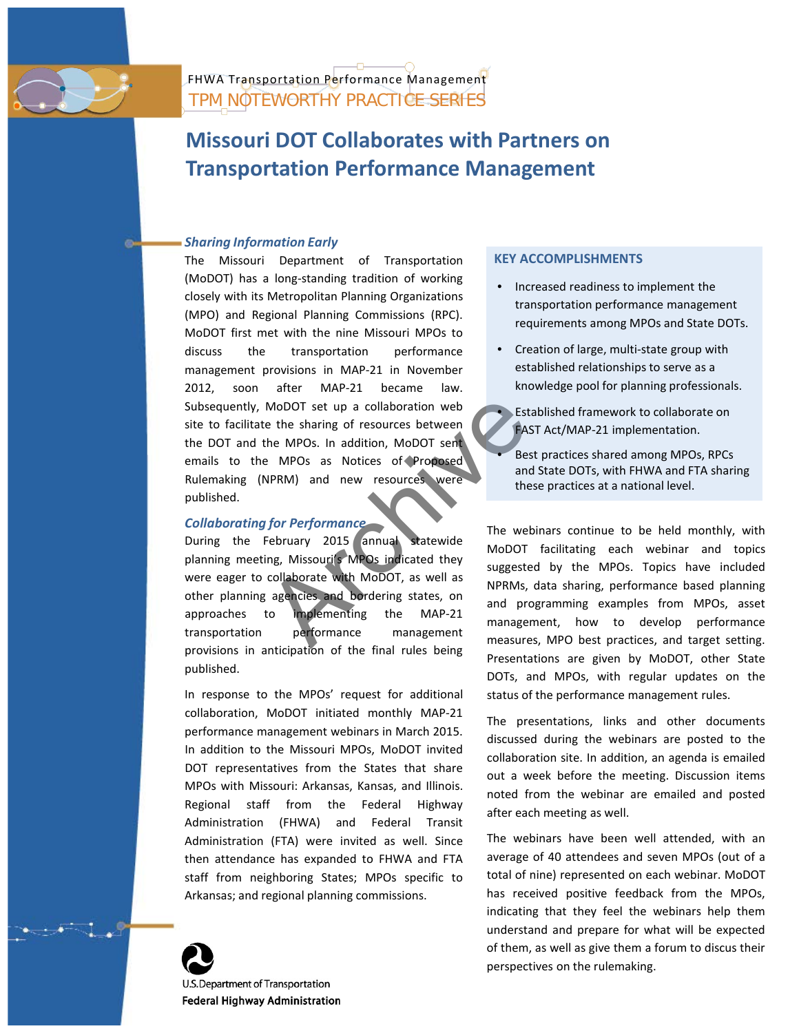FHWA Transportation Performance Management

TPM NOTEWORTHY PRACTICE SERIES

# Missouri DOT Collaborates with Partners on Transportation Performance Management

## *Sharing Information Early*

The Missouri Department of Transportation (MoDOT) has a long-standing tradition of working closely with its Metropolitan Planning Organizations (MPO) and Regional Planning Commissions (RPC). MoDOT first met with the nine Missouri MPOs to discuss the transportation performance management provisions in MAP-21 in November 2012, soon after MAP-21 became law. Subsequently, MoDOT set up a collaboration web site to facilitate the sharing of resources between the DOT and the MPOs. In addition, MoDOT sent emails to the MPOs as Notices of Proposed Rulemaking (NPRM) and new resources were published.

## *Collaborating for Performance*

During the February 2015 annual statewide planning meeting, Missouri's MPOs indicated they were eager to collaborate with MoDOT, as well as other planning agencies and bordering states, on approaches to implementing the MAP-21 transportation performance management provisions in anticipation of the final rules being published.

In response to the MPOs' request for additional collaboration, MoDOT initiated monthly MAP-21 performance management webinars in March 2015. In addition to the Missouri MPOs, MoDOT invited DOT representatives from the States that share MPOs with Missouri: Arkansas, Kansas, and Illinois. Regional staff from the Federal Highway Administration (FHWA) and Federal Transit Administration (FTA) were invited as well. Since then attendance has expanded to FHWA and FTA staff from neighboring States; MPOs specific to Arkansas; and regional planning commissions.

### KEY ACCOMPLISHMENTS

- Increased readiness to implement the transportation performance management requirements among MPOs and State DOTs.
- Creation of large, multi-state group with established relationships to serve as a knowledge pool for planning professionals.
- Established framework to collaborate on FAST Act/MAP-21 implementation.
- Best practices shared among MPOs, RPCs and State DOTs, with FHWA and FTA sharing these practices at a national level.

The webinars continue to be held monthly, with MoDOT facilitating each webinar and topics suggested by the MPOs. Topics have included NPRMs, data sharing, performance based planning and programming examples from MPOs, asset management, how to develop performance measures, MPO best practices, and target setting. Presentations are given by MoDOT, other State DOTs, and MPOs, with regular updates on the status of the performance management rules.

The presentations, links and other documents discussed during the webinars are posted to the collaboration site. In addition, an agenda is emailed out a week before the meeting. Discussion items noted from the webinar are emailed and posted after each meeting as well.

The webinars have been well attended, with an average of 40 attendees and seven MPOs (out of a total of nine) represented on each webinar. MoDOT has received positive feedback from the MPOs, indicating that they feel the webinars help them understand and prepare for what will be expected of them, as well as give them a forum to discus their perspectives on the rulemaking.

U.S. Department of Transportation
Federal Highway Administration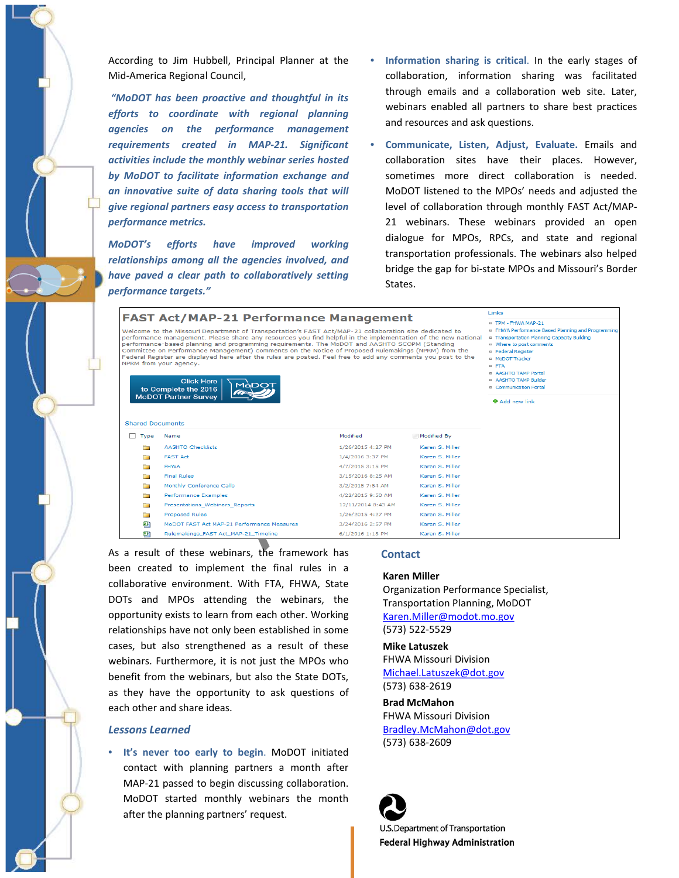According to Jim Hubbell, Principal Planner at the Mid-America Regional Council,

*"MoDOT has been proactive and thoughtful in its efforts to coordinate with regional planning agencies on the performance management requirements created in MAP-21. Significant activities include the monthly webinar series hosted by MoDOT to facilitate information exchange and an innovative suite of data sharing tools that will give regional partners easy access to transportation performance metrics.*

*MoDOT's efforts have improved working relationships among all the agencies involved, and have paved a clear path to collaboratively setting performance targets."*

- **Information sharing is critical.** In the early stages of collaboration, information sharing was facilitated through emails and a collaboration web site. Later, webinars enabled all partners to share best practices and resources and ask questions.
- **Communicate, Listen, Adjust, Evaluate.** Emails and collaboration sites have their places. However, sometimes more direct collaboration is needed. MoDOT listened to the MPOs' needs and adjusted the level of collaboration through monthly FAST Act/MAP-21 webinars. These webinars provided an open dialogue for MPOs, RPCs, and state and regional transportation professionals. The webinars also helped bridge the gap for bi-state MPOs and Missouri's Border States.

**FAST Act/MAP-21 Performance Management**

Welcome to the Missouri Department of Transportation's FAST Act/MAP-21 collaboration site dedicated to performance management. Please share any resources you find helpful in the implementation of the new national performance-based planning and programming requirements. The MoDOT and AASHTO SCOPM (Standing Committee on Performance Management) comments on the Notice of Proposed Rulemakings (NPRM) from the Federal Register are displayed here after the rules are posted. Feel free to add any comments you post to the NPRM from your agency.

Click Here to Complete the 2016 MoDOT Partner Survey

Links
- TPM - FHWA MAP-21
- FHWA Performance Based Planning and Programming
- Transportation Planning Capacity Building
- Where to post comments
- Federal Register
- MoDOT Tracker
- FTA
- AASHTO TAMP Portal
- AASHTO TAMP Builder
- Communication Portal

Add new link

Shared Documents

| Type | Name | Modified | Modified By |
| --- | --- | --- | --- |
| | AASHTO Checklists | 1/26/2015 4:27 PM | Karen S. Miller |
| | FAST Act | 1/4/2016 3:37 PM | Karen S. Miller |
| | FHWA | 4/7/2015 3:15 PM | Karen S. Miller |
| | Final Rules | 3/15/2016 8:25 AM | Karen S. Miller |
| | Monthly Conference Calls | 3/2/2015 7:54 AM | Karen S. Miller |
| | Performance Examples | 4/22/2015 9:50 AM | Karen S. Miller |
| | Presentations_Webinars_Reports | 12/11/2014 8:43 AM | Karen S. Miller |
| | Proposed Rules | 1/26/2015 4:27 PM | Karen S. Miller |
| | MoDOT FAST Act MAP-21 Performance Measures | 3/24/2016 2:57 PM | Karen S. Miller |
| | Rulemakings_FAST Act_MAP-21_Timeline | 6/1/2016 1:13 PM | Karen S. Miller |

As a result of these webinars, the framework has been created to implement the final rules in a collaborative environment. With FTA, FHWA, State DOTs and MPOs attending the webinars, the opportunity exists to learn from each other. Working relationships have not only been established in some cases, but also strengthened as a result of these webinars. Furthermore, it is not just the MPOs who benefit from the webinars, but also the State DOTs, as they have the opportunity to ask questions of each other and share ideas.

## *Lessons Learned*

- **It's never too early to begin.** MoDOT initiated contact with planning partners a month after MAP-21 passed to begin discussing collaboration. MoDOT started monthly webinars the month after the planning partners' request.

## Contact

**Karen Miller**
Organization Performance Specialist,
Transportation Planning, MoDOT
Karen.Miller@modot.mo.gov
(573) 522-5529

**Mike Latuszek**
FHWA Missouri Division
Michael.Latuszek@dot.gov
(573) 638-2619

**Brad McMahon**
FHWA Missouri Division
Bradley.McMahon@dot.gov
(573) 638-2609

U.S. Department of Transportation
**Federal Highway Administration**